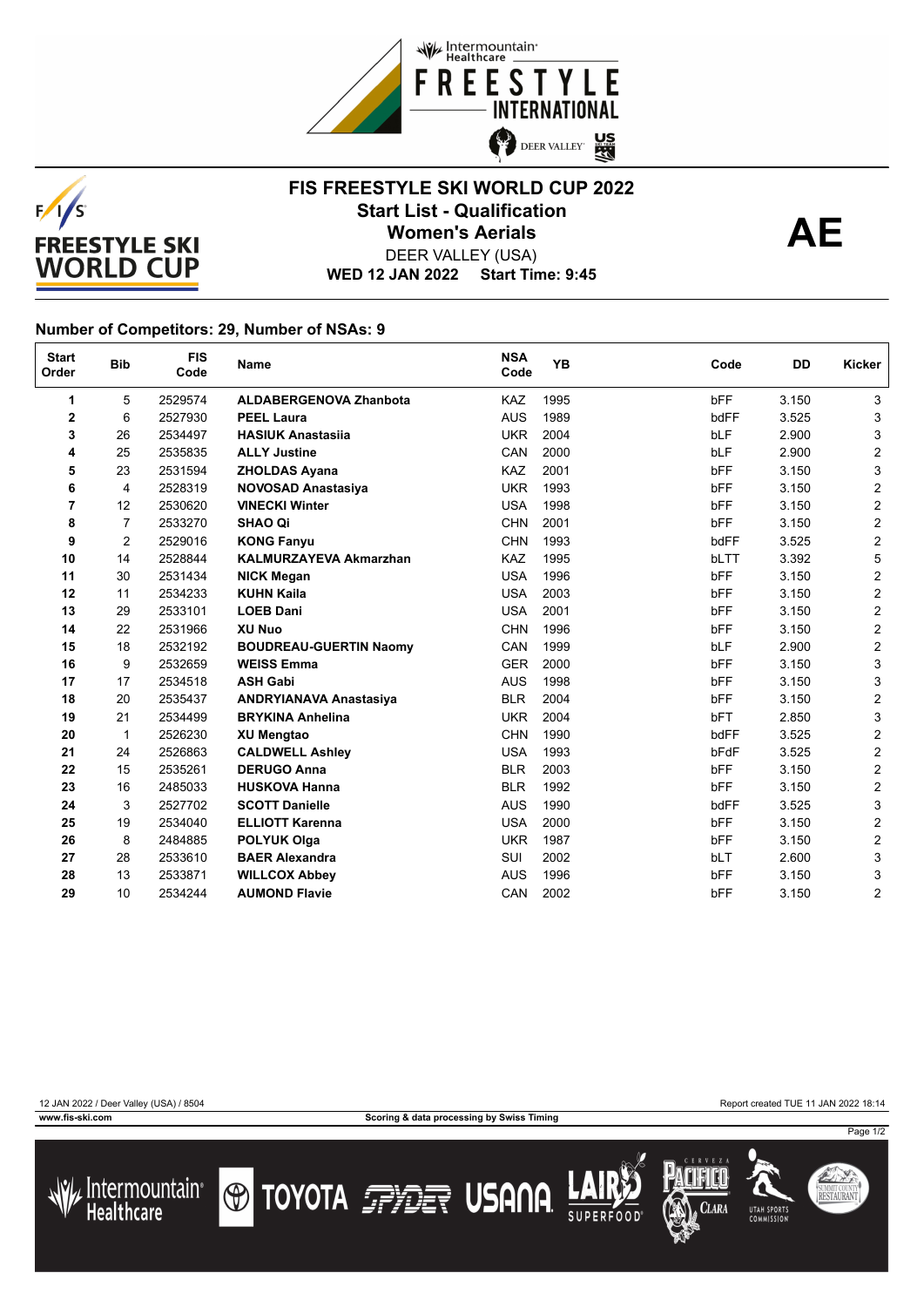# FIS FREESTYLE SKI WORLD CUP 2022

## Start List - Qualification

## Women's Aerials

**AE**

DEER VALLEY (USA)

**WED 12 JAN 2022 Start Time: 9:45**

### Number of Competitors: 29, Number of NSAs: 9

| Start Order | Bib | FIS Code | Name | NSA Code | YB | Code | DD | Kicker |
|---|---|---|---|---|---|---|---|---|
| 1 | 5 | 2529574 | ALDABERGENOVA Zhanbota | KAZ | 1995 | bFF | 3.150 | 3 |
| 2 | 6 | 2527930 | PEEL Laura | AUS | 1989 | bdFF | 3.525 | 3 |
| 3 | 26 | 2534497 | HASIUK Anastasiia | UKR | 2004 | bLF | 2.900 | 3 |
| 4 | 25 | 2535835 | ALLY Justine | CAN | 2000 | bLF | 2.900 | 2 |
| 5 | 23 | 2531594 | ZHOLDAS Ayana | KAZ | 2001 | bFF | 3.150 | 3 |
| 6 | 4 | 2528319 | NOVOSAD Anastasiya | UKR | 1993 | bFF | 3.150 | 2 |
| 7 | 12 | 2530620 | VINECKI Winter | USA | 1998 | bFF | 3.150 | 2 |
| 8 | 7 | 2533270 | SHAO Qi | CHN | 2001 | bFF | 3.150 | 2 |
| 9 | 2 | 2529016 | KONG Fanyu | CHN | 1993 | bdFF | 3.525 | 2 |
| 10 | 14 | 2528844 | KALMURZAYEVA Akmarzhan | KAZ | 1995 | bLTT | 3.392 | 5 |
| 11 | 30 | 2531434 | NICK Megan | USA | 1996 | bFF | 3.150 | 2 |
| 12 | 11 | 2534233 | KUHN Kaila | USA | 2003 | bFF | 3.150 | 2 |
| 13 | 29 | 2533101 | LOEB Dani | USA | 2001 | bFF | 3.150 | 2 |
| 14 | 22 | 2531966 | XU Nuo | CHN | 1996 | bFF | 3.150 | 2 |
| 15 | 18 | 2532192 | BOUDREAU-GUERTIN Naomy | CAN | 1999 | bLF | 2.900 | 2 |
| 16 | 9 | 2532659 | WEISS Emma | GER | 2000 | bFF | 3.150 | 3 |
| 17 | 17 | 2534518 | ASH Gabi | AUS | 1998 | bFF | 3.150 | 3 |
| 18 | 20 | 2535437 | ANDRYIANAVA Anastasiya | BLR | 2004 | bFF | 3.150 | 2 |
| 19 | 21 | 2534499 | BRYKINA Anhelina | UKR | 2004 | bFT | 2.850 | 3 |
| 20 | 1 | 2526230 | XU Mengtao | CHN | 1990 | bdFF | 3.525 | 2 |
| 21 | 24 | 2526863 | CALDWELL Ashley | USA | 1993 | bFdF | 3.525 | 2 |
| 22 | 15 | 2535261 | DERUGO Anna | BLR | 2003 | bFF | 3.150 | 2 |
| 23 | 16 | 2485033 | HUSKOVA Hanna | BLR | 1992 | bFF | 3.150 | 2 |
| 24 | 3 | 2527702 | SCOTT Danielle | AUS | 1990 | bdFF | 3.525 | 3 |
| 25 | 19 | 2534040 | ELLIOTT Karenna | USA | 2000 | bFF | 3.150 | 2 |
| 26 | 8 | 2484885 | POLYUK Olga | UKR | 1987 | bFF | 3.150 | 2 |
| 27 | 28 | 2533610 | BAER Alexandra | SUI | 2002 | bLT | 2.600 | 3 |
| 28 | 13 | 2533871 | WILLCOX Abbey | AUS | 1996 | bFF | 3.150 | 3 |
| 29 | 10 | 2534244 | AUMOND Flavie | CAN | 2002 | bFF | 3.150 | 2 |

12 JAN 2022 / Deer Valley (USA) / 8504 Report created TUE 11 JAN 2022 18:14

www.fis-ski.com Scoring & data processing by Swiss Timing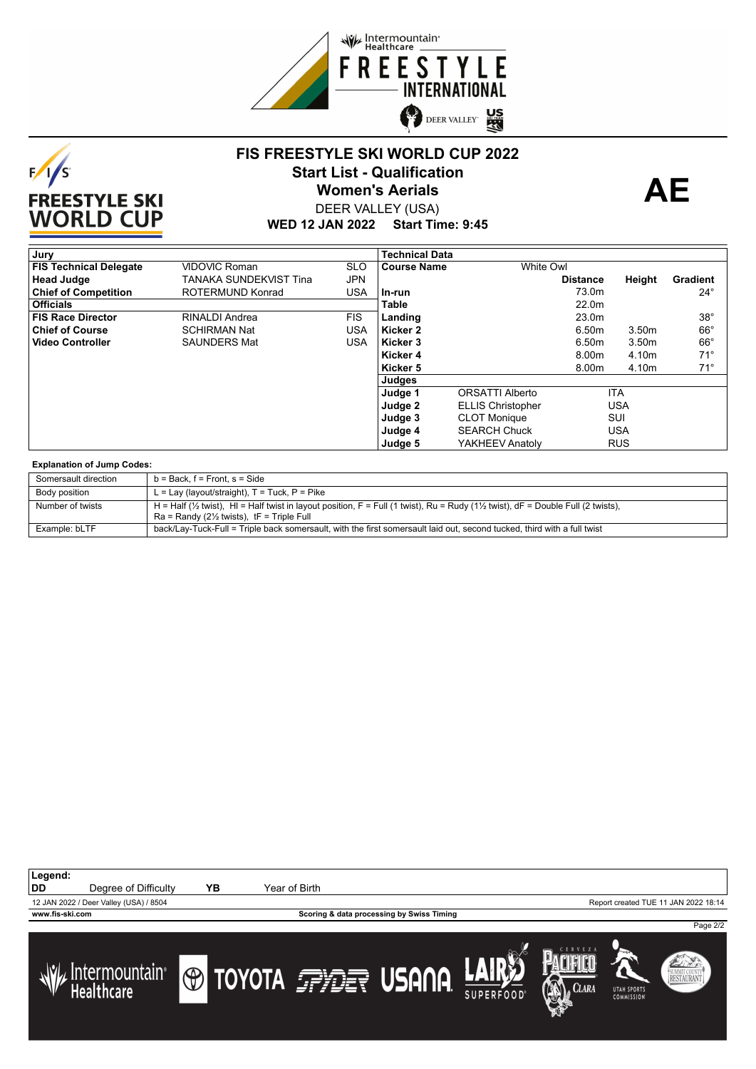# FIS FREESTYLE SKI WORLD CUP 2022

## Start List - Qualification

## Women's Aerials

**AE**

DEER VALLEY (USA)

**WED 12 JAN 2022 Start Time: 9:45**

| **Jury** | | |
|---|---|---|
| **FIS Technical Delegate** | VIDOVIC Roman | SLO |
| **Head Judge** | TANAKA SUNDEKVIST Tina | JPN |
| **Chief of Competition** | ROTERMUND Konrad | USA |
| **Officials** | | |
| **FIS Race Director** | RINALDI Andrea | FIS |
| **Chief of Course** | SCHIRMAN Nat | USA |
| **Video Controller** | SAUNDERS Mat | USA |

| **Technical Data** | | | |
|---|---|---|---|
| **Course Name** | White Owl | | |
| | **Distance** | **Height** | **Gradient** |
| **In-run** | 73.0m | | 24° |
| **Table** | 22.0m | | |
| **Landing** | 23.0m | | 38° |
| **Kicker 2** | 6.50m | 3.50m | 66° |
| **Kicker 3** | 6.50m | 3.50m | 66° |
| **Kicker 4** | 8.00m | 4.10m | 71° |
| **Kicker 5** | 8.00m | 4.10m | 71° |

| **Judges** | | |
|---|---|---|
| **Judge 1** | ORSATTI Alberto | ITA |
| **Judge 2** | ELLIS Christopher | USA |
| **Judge 3** | CLOT Monique | SUI |
| **Judge 4** | SEARCH Chuck | USA |
| **Judge 5** | YAKHEEV Anatoly | RUS |

**Explanation of Jump Codes:**

| | |
|---|---|
| Somersault direction | b = Back, f = Front, s = Side |
| Body position | L = Lay (layout/straight), T = Tuck, P = Pike |
| Number of twists | H = Half (½ twist), Hl = Half twist in layout position, F = Full (1 twist), Ru = Rudy (1½ twist), dF = Double Full (2 twists), Ra = Randy (2½ twists), tF = Triple Full |
| Example: bLTF | back/Lay-Tuck-Full = Triple back somersault, with the first somersault laid out, second tucked, third with a full twist |

**Legend:**

| | | | |
|---|---|---|---|
| **DD** | Degree of Difficulty | **YB** | Year of Birth |

12 JAN 2022 / Deer Valley (USA) / 8504

Report created TUE 11 JAN 2022 18:14

**www.fis-ski.com**

**Scoring & data processing by Swiss Timing**